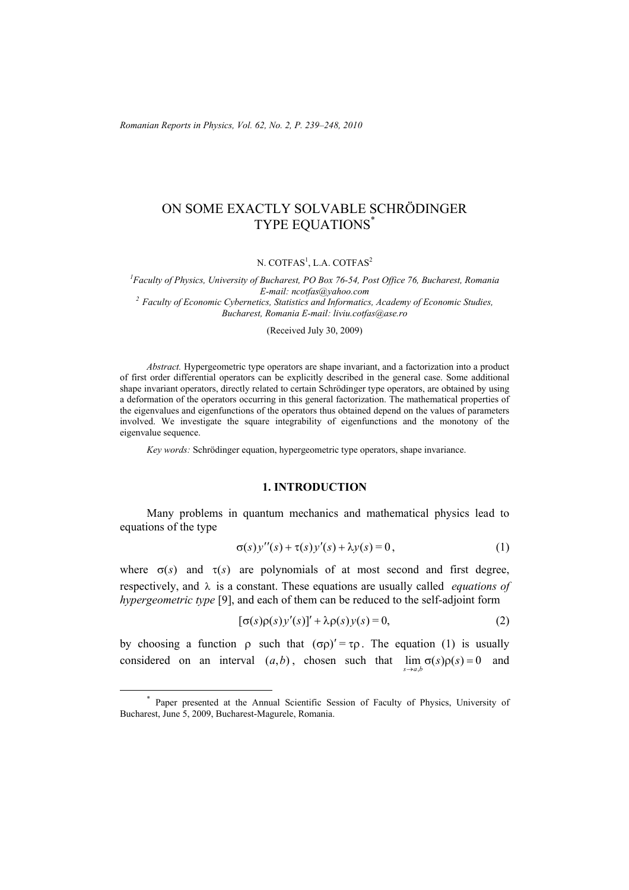# ON SOME EXACTLY SOLVABLE SCHRÖDINGER TYPE EQUATIONS*

N. COTFAS[1], L.A. COTFAS[2]

[1]Faculty of Physics, University of Bucharest, PO Box 76-54, Post Office 76, Bucharest, Romania
E-mail: ncotfas@yahoo.com

[2] Faculty of Economic Cybernetics, Statistics and Informatics, Academy of Economic Studies, Bucharest, Romania E-mail: liviu.cotfas@ase.ro

(Received July 30, 2009)

*Abstract.* Hypergeometric type operators are shape invariant, and a factorization into a product of first order differential operators can be explicitly described in the general case. Some additional shape invariant operators, directly related to certain Schrödinger type operators, are obtained by using a deformation of the operators occurring in this general factorization. The mathematical properties of the eigenvalues and eigenfunctions of the operators thus obtained depend on the values of parameters involved. We investigate the square integrability of eigenfunctions and the monotony of the eigenvalue sequence.

*Key words:* Schrödinger equation, hypergeometric type operators, shape invariance.

## 1. INTRODUCTION

Many problems in quantum mechanics and mathematical physics lead to equations of the type

$$\sigma(s)\,y''(s) + \tau(s)\,y'(s) + \lambda y(s) = 0\,, \tag{1}$$

where $\sigma(s)$ and $\tau(s)$ are polynomials of at most second and first degree, respectively, and $\lambda$ is a constant. These equations are usually called *equations of hypergeometric type* [9], and each of them can be reduced to the self-adjoint form

$$[\sigma(s)\rho(s)\,y'(s)]' + \lambda\rho(s)\,y(s) = 0, \tag{2}$$

by choosing a function $\rho$ such that $(\sigma\rho)' = \tau\rho$. The equation (1) is usually considered on an interval $(a,b)$, chosen such that $\lim_{s\to a,b}\sigma(s)\rho(s) = 0$ and

* Paper presented at the Annual Scientific Session of Faculty of Physics, University of Bucharest, June 5, 2009, Bucharest-Magurele, Romania.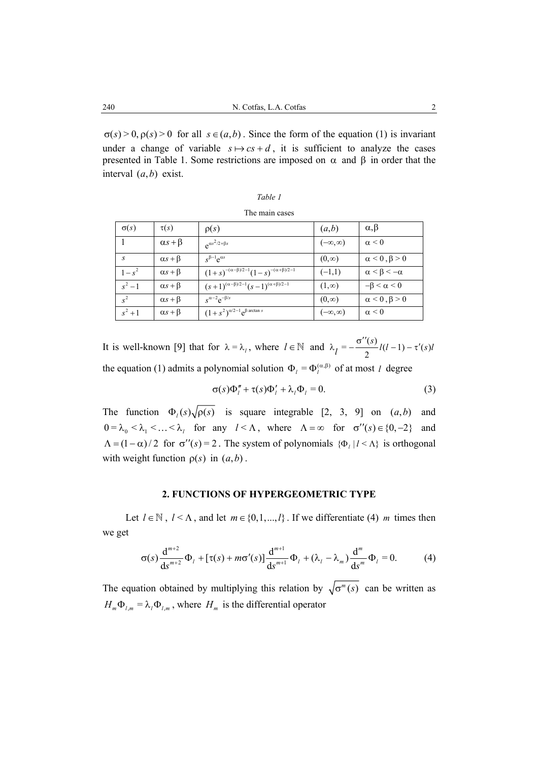$\sigma(s) > 0, \rho(s) > 0$ for all $s \in (a,b)$. Since the form of the equation (1) is invariant under a change of variable $s \mapsto cs + d$, it is sufficient to analyze the cases presented in Table 1. Some restrictions are imposed on $\alpha$ and $\beta$ in order that the interval $(a,b)$ exist.

*Table 1*

The main cases

| $\sigma(s)$ | $\tau(s)$ | $\rho(s)$ | $(a,b)$ | $\alpha,\beta$ |
|---|---|---|---|---|
| $1$ | $\alpha s+\beta$ | $e^{\alpha s^2/2+\beta s}$ | $(-\infty,\infty)$ | $\alpha<0$ |
| $s$ | $\alpha s+\beta$ | $s^{\beta-1}e^{\alpha s}$ | $(0,\infty)$ | $\alpha<0$ , $\beta>0$ |
| $1-s^2$ | $\alpha s+\beta$ | $(1+s)^{-(\alpha-\beta)/2-1}(1-s)^{-(\alpha+\beta)/2-1}$ | $(-1,1)$ | $\alpha<\beta<-\alpha$ |
| $s^2-1$ | $\alpha s+\beta$ | $(s+1)^{(\alpha-\beta)/2-1}(s-1)^{(\alpha+\beta)/2-1}$ | $(1,\infty)$ | $-\beta<\alpha<0$ |
| $s^2$ | $\alpha s+\beta$ | $s^{\alpha-2}e^{-\beta/s}$ | $(0,\infty)$ | $\alpha<0$ , $\beta>0$ |
| $s^2+1$ | $\alpha s+\beta$ | $(1+s^2)^{\alpha/2-1}e^{\beta \arctan s}$ | $(-\infty,\infty)$ | $\alpha<0$ |

It is well-known [9] that for $\lambda = \lambda_l$, where $l \in \mathbb{N}$ and $\lambda_l = -\frac{\sigma''(s)}{2} l(l-1) - \tau'(s) l$ the equation (1) admits a polynomial solution $\Phi_l = \Phi_l^{(\alpha,\beta)}$ of at most $l$ degree

$$\sigma(s)\Phi_l'' + \tau(s)\Phi_l' + \lambda_l \Phi_l = 0. \tag{3}$$

The function $\Phi_l(s)\sqrt{\rho(s)}$ is square integrable [2, 3, 9] on $(a,b)$ and $0 = \lambda_0 < \lambda_1 < \ldots < \lambda_l$ for any $l < \Lambda$, where $\Lambda = \infty$ for $\sigma''(s) \in \{0, -2\}$ and $\Lambda = (1-\alpha)/2$ for $\sigma''(s) = 2$. The system of polynomials $\{\Phi_l \mid l < \Lambda\}$ is orthogonal with weight function $\rho(s)$ in $(a,b)$.

## 2. FUNCTIONS OF HYPERGEOMETRIC TYPE

Let $l \in \mathbb{N}$, $l < \Lambda$, and let $m \in \{0,1,...,l\}$. If we differentiate (4) $m$ times then we get

$$\sigma(s)\frac{\mathrm{d}^{m+2}}{\mathrm{d}s^{m+2}}\Phi_l + [\tau(s) + m\sigma'(s)]\frac{\mathrm{d}^{m+1}}{\mathrm{d}s^{m+1}}\Phi_l + (\lambda_l - \lambda_m)\frac{\mathrm{d}^m}{\mathrm{d}s^m}\Phi_l = 0. \tag{4}$$

The equation obtained by multiplying this relation by $\sqrt{\sigma^m(s)}$ can be written as $H_m \Phi_{l,m} = \lambda_l \Phi_{l,m}$, where $H_m$ is the differential operator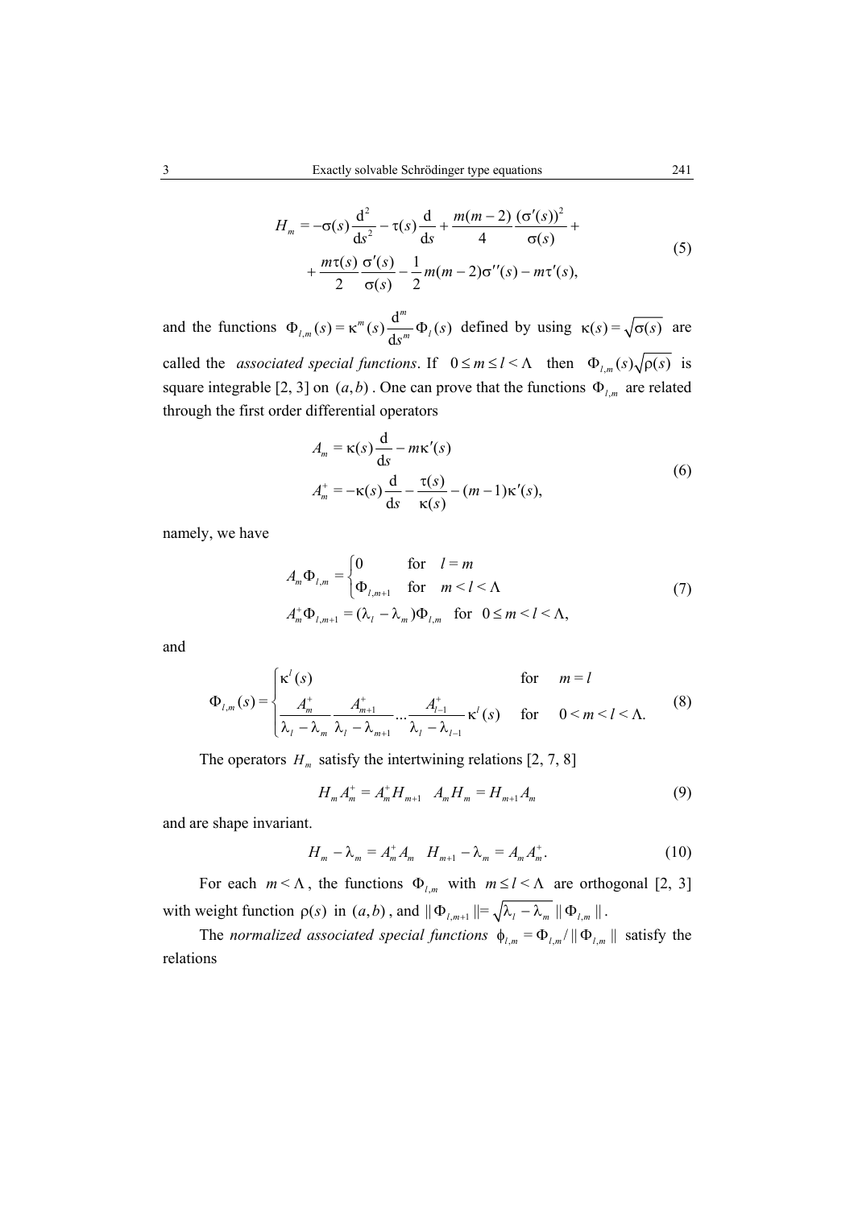$$H_m = -\sigma(s)\frac{\mathrm{d}^2}{\mathrm{d}s^2} - \tau(s)\frac{\mathrm{d}}{\mathrm{d}s} + \frac{m(m-2)}{4}\frac{(\sigma'(s))^2}{\sigma(s)} + \\ + \frac{m\tau(s)}{2}\frac{\sigma'(s)}{\sigma(s)} - \frac{1}{2}m(m-2)\sigma''(s) - m\tau'(s), \tag{5}$$

and the functions $\Phi_{l,m}(s) = \kappa^m(s)\frac{\mathrm{d}^m}{\mathrm{d}s^m}\Phi_l(s)$ defined by using $\kappa(s) = \sqrt{\sigma(s)}$ are called the *associated special functions*. If $0 \le m \le l < \Lambda$ then $\Phi_{l,m}(s)\sqrt{\rho(s)}$ is square integrable [2, 3] on $(a,b)$. One can prove that the functions $\Phi_{l,m}$ are related through the first order differential operators

$$A_m = \kappa(s)\frac{\mathrm{d}}{\mathrm{d}s} - m\kappa'(s) \\ A_m^+ = -\kappa(s)\frac{\mathrm{d}}{\mathrm{d}s} - \frac{\tau(s)}{\kappa(s)} - (m-1)\kappa'(s), \tag{6}$$

namely, we have

$$A_m\Phi_{l,m} = \begin{cases} 0 & \text{for} \quad l = m \\ \Phi_{l,m+1} & \text{for} \quad m < l < \Lambda \end{cases} \\ A_m^+\Phi_{l,m+1} = (\lambda_l - \lambda_m)\Phi_{l,m} \quad \text{for} \quad 0 \le m < l < \Lambda, \tag{7}$$

and

$$\Phi_{l,m}(s) = \begin{cases} \kappa^l(s) & \text{for} \quad m = l \\ \dfrac{A_m^+}{\lambda_l - \lambda_m}\dfrac{A_{m+1}^+}{\lambda_l - \lambda_{m+1}} \cdots \dfrac{A_{l-1}^+}{\lambda_l - \lambda_{l-1}}\kappa^l(s) & \text{for} \quad 0 < m < l < \Lambda. \end{cases} \tag{8}$$

The operators $H_m$ satisfy the intertwining relations [2, 7, 8]

$$H_m A_m^+ = A_m^+ H_{m+1} \quad A_m H_m = H_{m+1} A_m \tag{9}$$

and are shape invariant.

$$H_m - \lambda_m = A_m^+ A_m \quad H_{m+1} - \lambda_m = A_m A_m^+. \tag{10}$$

For each $m < \Lambda$, the functions $\Phi_{l,m}$ with $m \le l < \Lambda$ are orthogonal [2, 3] with weight function $\rho(s)$ in $(a,b)$, and $\|\Phi_{l,m+1}\| = \sqrt{\lambda_l - \lambda_m}\,\|\Phi_{l,m}\|$.

The *normalized associated special functions* $\phi_{l,m} = \Phi_{l,m}/\|\Phi_{l,m}\|$ satisfy the relations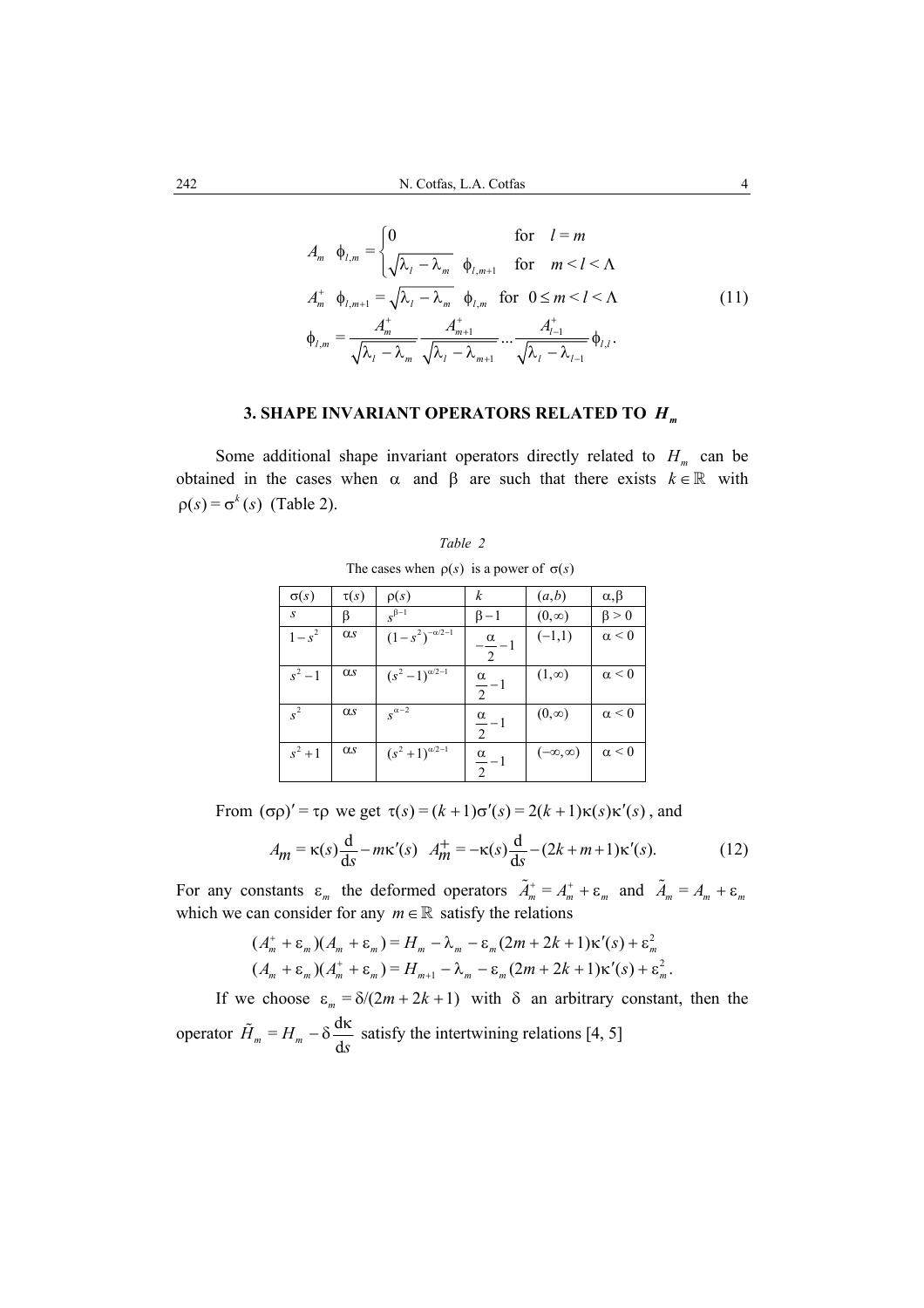$$
\begin{aligned}
&A_m \;\; \phi_{l,m} = \begin{cases} 0 & \text{for} \quad l = m \\ \sqrt{\lambda_l - \lambda_m} \;\; \phi_{l,m+1} & \text{for} \quad m < l < \Lambda \end{cases} \\
&A_m^+ \;\; \phi_{l,m+1} = \sqrt{\lambda_l - \lambda_m} \;\; \phi_{l,m} \quad \text{for} \quad 0 \le m < l < \Lambda \\
&\phi_{l,m} = \frac{A_m^+}{\sqrt{\lambda_l - \lambda_m}} \frac{A_{m+1}^+}{\sqrt{\lambda_l - \lambda_{m+1}}} \cdots \frac{A_{l-1}^+}{\sqrt{\lambda_l - \lambda_{l-1}}} \phi_{l,l}.
\end{aligned}
\tag{11}
$$

## 3. SHAPE INVARIANT OPERATORS RELATED TO $H_m$

Some additional shape invariant operators directly related to $H_m$ can be obtained in the cases when $\alpha$ and $\beta$ are such that there exists $k \in \mathbb{R}$ with $\rho(s) = \sigma^k(s)$ (Table 2).

*Table 2*

The cases when $\rho(s)$ is a power of $\sigma(s)$

| $\sigma(s)$ | $\tau(s)$ | $\rho(s)$ | $k$ | $(a,b)$ | $\alpha,\beta$ |
|---|---|---|---|---|---|
| $s$ | $\beta$ | $s^{\beta-1}$ | $\beta-1$ | $(0,\infty)$ | $\beta > 0$ |
| $1-s^2$ | $\alpha s$ | $(1-s^2)^{-\alpha/2-1}$ | $-\frac{\alpha}{2}-1$ | $(-1,1)$ | $\alpha < 0$ |
| $s^2-1$ | $\alpha s$ | $(s^2-1)^{\alpha/2-1}$ | $\frac{\alpha}{2}-1$ | $(1,\infty)$ | $\alpha < 0$ |
| $s^2$ | $\alpha s$ | $s^{\alpha-2}$ | $\frac{\alpha}{2}-1$ | $(0,\infty)$ | $\alpha < 0$ |
| $s^2+1$ | $\alpha s$ | $(s^2+1)^{\alpha/2-1}$ | $\frac{\alpha}{2}-1$ | $(-\infty,\infty)$ | $\alpha < 0$ |

From $(\sigma\rho)' = \tau\rho$ we get $\tau(s) = (k+1)\sigma'(s) = 2(k+1)\kappa(s)\kappa'(s)$, and

$$
A_m = \kappa(s)\frac{\mathrm{d}}{\mathrm{d}s} - m\kappa'(s) \quad A_m^+ = -\kappa(s)\frac{\mathrm{d}}{\mathrm{d}s} - (2k+m+1)\kappa'(s). \tag{12}
$$

For any constants $\varepsilon_m$ the deformed operators $\tilde{A}_m^+ = A_m^+ + \varepsilon_m$ and $\tilde{A}_m = A_m + \varepsilon_m$ which we can consider for any $m \in \mathbb{R}$ satisfy the relations

$$
\begin{aligned}
(A_m^+ + \varepsilon_m)(A_m + \varepsilon_m) &= H_m - \lambda_m - \varepsilon_m(2m+2k+1)\kappa'(s) + \varepsilon_m^2 \\
(A_m + \varepsilon_m)(A_m^+ + \varepsilon_m) &= H_{m+1} - \lambda_m - \varepsilon_m(2m+2k+1)\kappa'(s) + \varepsilon_m^2.
\end{aligned}
$$

If we choose $\varepsilon_m = \delta/(2m+2k+1)$ with $\delta$ an arbitrary constant, then the operator $\tilde{H}_m = H_m - \delta \frac{\mathrm{d}\kappa}{\mathrm{d}s}$ satisfy the intertwining relations [4, 5]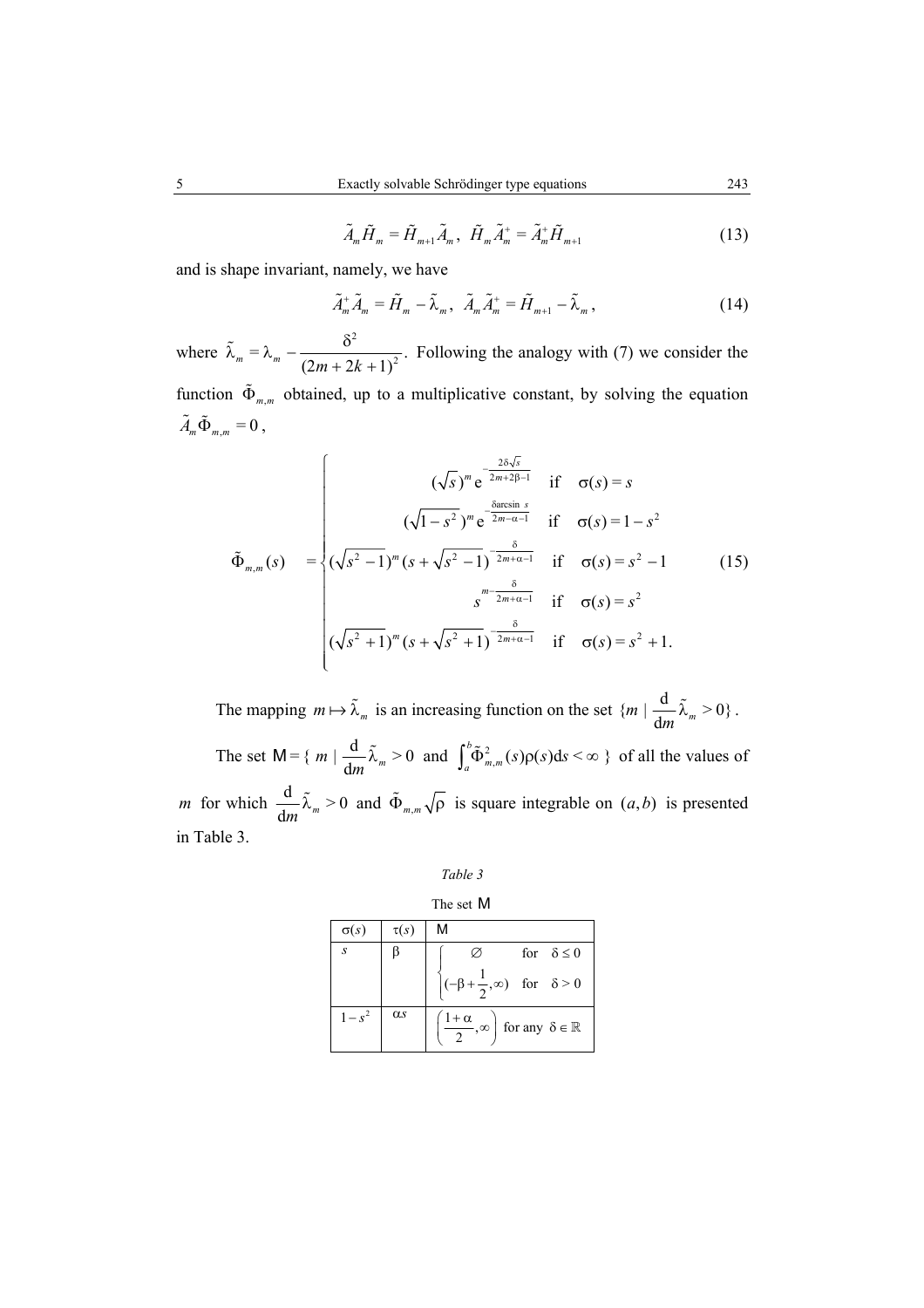$$\tilde{A}_m \tilde{H}_m = \tilde{H}_{m+1} \tilde{A}_m,\;\; \tilde{H}_m \tilde{A}_m^+ = \tilde{A}_m^+ \tilde{H}_{m+1} \tag{13}$$

and is shape invariant, namely, we have

$$\tilde{A}_m^+ \tilde{A}_m = \tilde{H}_m - \tilde{\lambda}_m,\;\; \tilde{A}_m \tilde{A}_m^+ = \tilde{H}_{m+1} - \tilde{\lambda}_m, \tag{14}$$

where $\tilde{\lambda}_m = \lambda_m - \dfrac{\delta^2}{(2m+2k+1)^2}$. Following the analogy with (7) we consider the function $\tilde{\Phi}_{m,m}$ obtained, up to a multiplicative constant, by solving the equation $\tilde{A}_m \tilde{\Phi}_{m,m} = 0$,

$$\tilde{\Phi}_{m,m}(s) = \begin{cases} (\sqrt{s})^m \, \mathrm{e}^{-\frac{2\delta\sqrt{s}}{2m+2\beta-1}} & \text{if} \quad \sigma(s) = s \\ (\sqrt{1-s^2})^m \, \mathrm{e}^{-\frac{\delta \arcsin s}{2m-\alpha-1}} & \text{if} \quad \sigma(s) = 1-s^2 \\ (\sqrt{s^2-1})^m (s+\sqrt{s^2-1})^{-\frac{\delta}{2m+\alpha-1}} & \text{if} \quad \sigma(s) = s^2-1 \\ s^{m-\frac{\delta}{2m+\alpha-1}} & \text{if} \quad \sigma(s) = s^2 \\ (\sqrt{s^2+1})^m (s+\sqrt{s^2+1})^{-\frac{\delta}{2m+\alpha-1}} & \text{if} \quad \sigma(s) = s^2+1. \end{cases} \tag{15}$$

The mapping $m \mapsto \tilde{\lambda}_m$ is an increasing function on the set $\{m \mid \frac{\mathrm{d}}{\mathrm{d}m}\tilde{\lambda}_m > 0\}$.

The set $\mathsf{M} = \{\, m \mid \frac{\mathrm{d}}{\mathrm{d}m}\tilde{\lambda}_m > 0 \;\text{ and }\; \int_a^b \tilde{\Phi}_{m,m}^2(s)\rho(s)\mathrm{d}s < \infty \,\}$ of all the values of $m$ for which $\frac{\mathrm{d}}{\mathrm{d}m}\tilde{\lambda}_m > 0$ and $\tilde{\Phi}_{m,m}\sqrt{\rho}$ is square integrable on $(a,b)$ is presented in Table 3.

*Table 3*

The set $\mathsf{M}$

| $\sigma(s)$ | $\tau(s)$ | $\mathsf{M}$ |
|---|---|---|
| $s$ | $\beta$ | $\begin{cases} \varnothing & \text{for} \quad \delta \le 0 \\ (-\beta+\frac{1}{2},\infty) & \text{for} \quad \delta > 0 \end{cases}$ |
| $1-s^2$ | $\alpha s$ | $\left(\frac{1+\alpha}{2},\infty\right)$ for any $\delta \in \mathbb{R}$ |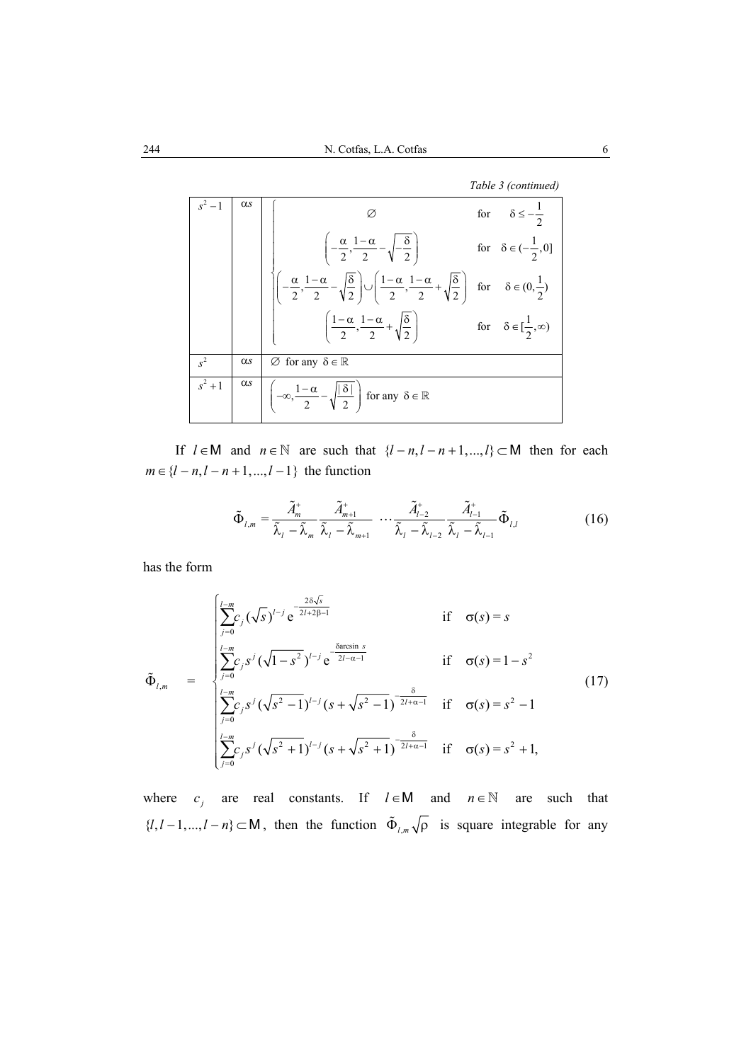*Table 3 (continued)*

| | | |
|---|---|---|
| $s^2-1$ | $\alpha s$ | $\begin{cases} \emptyset & \text{for} \quad \delta \leq -\frac{1}{2} \\ \left(-\frac{\alpha}{2}, \frac{1-\alpha}{2} - \sqrt{-\frac{\delta}{2}}\right) & \text{for} \quad \delta \in (-\frac{1}{2}, 0] \\ \left(-\frac{\alpha}{2}, \frac{1-\alpha}{2} - \sqrt{\frac{\delta}{2}}\right) \cup \left(\frac{1-\alpha}{2}, \frac{1-\alpha}{2} + \sqrt{\frac{\delta}{2}}\right) & \text{for} \quad \delta \in (0, \frac{1}{2}) \\ \left(\frac{1-\alpha}{2}, \frac{1-\alpha}{2} + \sqrt{\frac{\delta}{2}}\right) & \text{for} \quad \delta \in [\frac{1}{2}, \infty) \end{cases}$ |
| $s^2$ | $\alpha s$ | $\emptyset$ for any $\delta \in \mathbb{R}$ |
| $s^2+1$ | $\alpha s$ | $\left(-\infty, \frac{1-\alpha}{2} - \sqrt{\frac{\vert\delta\vert}{2}}\right)$ for any $\delta \in \mathbb{R}$ |

If $l \in \mathsf{M}$ and $n \in \mathbb{N}$ are such that $\{l-n, l-n+1, ..., l\} \subset \mathsf{M}$ then for each $m \in \{l-n, l-n+1, ..., l-1\}$ the function

$$\tilde{\Phi}_{l,m} = \frac{\tilde{A}_m^+}{\tilde{\lambda}_l - \tilde{\lambda}_m} \frac{\tilde{A}_{m+1}^+}{\tilde{\lambda}_l - \tilde{\lambda}_{m+1}} \cdots \frac{\tilde{A}_{l-2}^+}{\tilde{\lambda}_l - \tilde{\lambda}_{l-2}} \frac{\tilde{A}_{l-1}^+}{\tilde{\lambda}_l - \tilde{\lambda}_{l-1}} \tilde{\Phi}_{l,l} \tag{16}$$

has the form

$$\tilde{\Phi}_{l,m} = \begin{cases} \sum_{j=0}^{l-m} c_j (\sqrt{s})^{l-j} \, \mathrm{e}^{-\frac{2\delta\sqrt{s}}{2l+2\beta-1}} & \text{if} \quad \sigma(s) = s \\ \sum_{j=0}^{l-m} c_j s^j (\sqrt{1-s^2})^{l-j} \, \mathrm{e}^{-\frac{\delta \arcsin s}{2l-\alpha-1}} & \text{if} \quad \sigma(s) = 1-s^2 \\ \sum_{j=0}^{l-m} c_j s^j (\sqrt{s^2-1})^{l-j} (s+\sqrt{s^2-1})^{-\frac{\delta}{2l+\alpha-1}} & \text{if} \quad \sigma(s) = s^2-1 \\ \sum_{j=0}^{l-m} c_j s^j (\sqrt{s^2+1})^{l-j} (s+\sqrt{s^2+1})^{-\frac{\delta}{2l+\alpha-1}} & \text{if} \quad \sigma(s) = s^2+1, \end{cases} \tag{17}$$

where $c_j$ are real constants. If $l \in \mathsf{M}$ and $n \in \mathbb{N}$ are such that $\{l, l-1, ..., l-n\} \subset \mathsf{M}$, then the function $\tilde{\Phi}_{l,m}\sqrt{\rho}$ is square integrable for any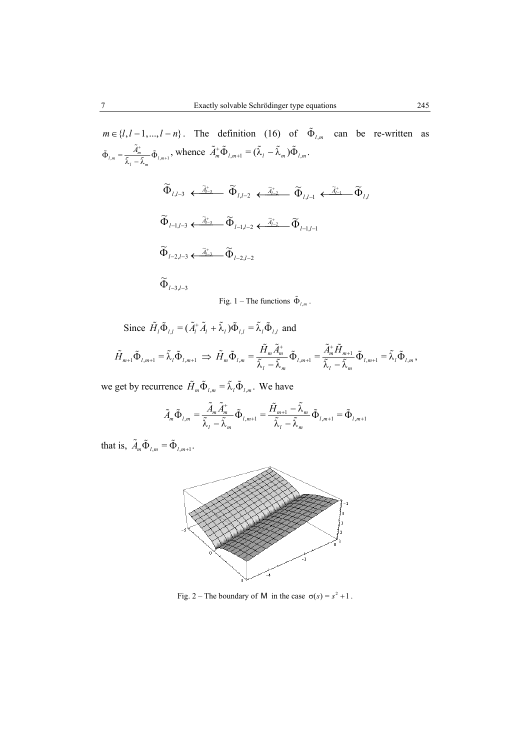$m \in \{l, l-1, ..., l-n\}$. The definition (16) of $\tilde{\Phi}_{l,m}$ can be re-written as $\tilde{\Phi}_{l,m} = \frac{\tilde{A}_m^+}{\tilde{\lambda}_l - \tilde{\lambda}_m} \tilde{\Phi}_{l,m+1}$, whence $\tilde{A}_m^+ \tilde{\Phi}_{l,m+1} = (\tilde{\lambda}_l - \tilde{\lambda}_m) \tilde{\Phi}_{l,m}$.

$$
\begin{array}{llll}
\widetilde{\Phi}_{l,l-3} \xleftarrow{\tilde{A}_{l-3}^+} & \widetilde{\Phi}_{l,l-2} \xleftarrow{\tilde{A}_{l-2}^+} & \widetilde{\Phi}_{l,l-1} \xleftarrow{\tilde{A}_{l-1}^+} & \widetilde{\Phi}_{l,l} \\
\widetilde{\Phi}_{l-1,l-3} \xleftarrow{\tilde{A}_{l-3}^+} & \widetilde{\Phi}_{l-1,l-2} \xleftarrow{\tilde{A}_{l-2}^+} & \widetilde{\Phi}_{l-1,l-1} & \\
\widetilde{\Phi}_{l-2,l-3} \xleftarrow{\tilde{A}_{l-3}^+} & \widetilde{\Phi}_{l-2,l-2} & & \\
\widetilde{\Phi}_{l-3,l-3} & & &
\end{array}
$$

Fig. 1 – The functions $\tilde{\Phi}_{l,m}$.

Since $\tilde{H}_l \tilde{\Phi}_{l,l} = (\tilde{A}_l^+ \tilde{A}_l + \tilde{\lambda}_l) \tilde{\Phi}_{l,l} = \tilde{\lambda}_l \tilde{\Phi}_{l,l}$ and

$$
\tilde{H}_{m+1} \tilde{\Phi}_{l,m+1} = \tilde{\lambda}_l \tilde{\Phi}_{l,m+1} \;\Rightarrow\; \tilde{H}_m \tilde{\Phi}_{l,m} = \frac{\tilde{H}_m \tilde{A}_m^+}{\tilde{\lambda}_l - \tilde{\lambda}_m} \tilde{\Phi}_{l,m+1} = \frac{\tilde{A}_m^+ \tilde{H}_{m+1}}{\tilde{\lambda}_l - \tilde{\lambda}_m} \tilde{\Phi}_{l,m+1} = \tilde{\lambda}_l \tilde{\Phi}_{l,m},
$$

we get by recurrence $\tilde{H}_m \tilde{\Phi}_{l,m} = \tilde{\lambda}_l \tilde{\Phi}_{l,m}$. We have

$$
\tilde{A}_m \tilde{\Phi}_{l,m} = \frac{\tilde{A}_m \tilde{A}_m^+}{\tilde{\lambda}_l - \tilde{\lambda}_m} \tilde{\Phi}_{l,m+1} = \frac{\tilde{H}_{m+1} - \tilde{\lambda}_m}{\tilde{\lambda}_l - \tilde{\lambda}_m} \tilde{\Phi}_{l,m+1} = \tilde{\Phi}_{l,m+1}
$$

that is, $\tilde{A}_m \tilde{\Phi}_{l,m} = \tilde{\Phi}_{l,m+1}$.

Fig. 2 – The boundary of $\mathsf{M}$ in the case $\sigma(s) = s^2 + 1$.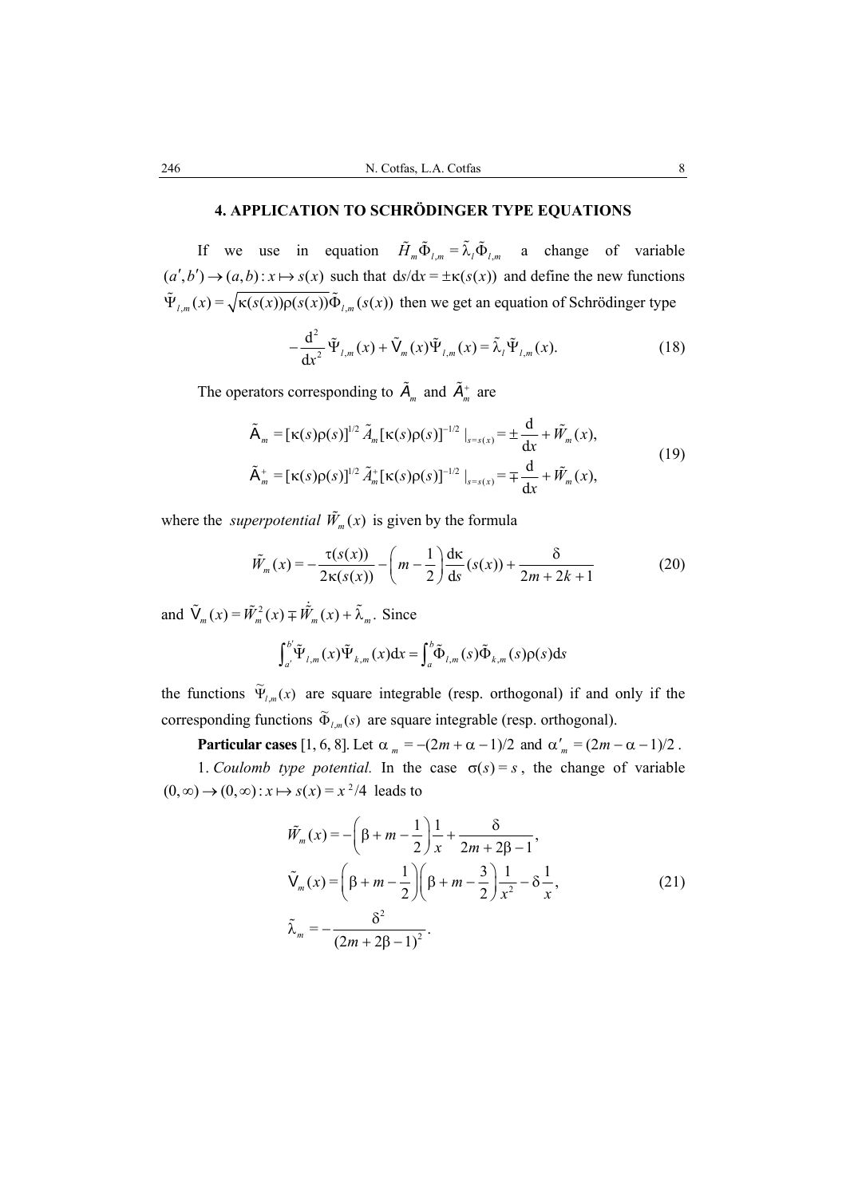## 4. APPLICATION TO SCHRÖDINGER TYPE EQUATIONS

If we use in equation $\tilde{H}_m \tilde{\Phi}_{l,m} = \tilde{\lambda}_l \tilde{\Phi}_{l,m}$ a change of variable $(a', b') \to (a, b) : x \mapsto s(x)$ such that $\mathrm{d}s/\mathrm{d}x = \pm\kappa(s(x))$ and define the new functions $\tilde{\Psi}_{l,m}(x) = \sqrt{\kappa(s(x))\rho(s(x))}\tilde{\Phi}_{l,m}(s(x))$ then we get an equation of Schrödinger type

$$-\frac{\mathrm{d}^2}{\mathrm{d}x^2}\tilde{\Psi}_{l,m}(x) + \tilde{\mathsf{V}}_m(x)\tilde{\Psi}_{l,m}(x) = \tilde{\lambda}_l \tilde{\Psi}_{l,m}(x). \tag{18}$$

The operators corresponding to $\tilde{A}_m$ and $\tilde{A}_m^+$ are

$$\begin{aligned}
\tilde{\mathsf{A}}_m &= [\kappa(s)\rho(s)]^{1/2}\, \tilde{A}_m [\kappa(s)\rho(s)]^{-1/2}\,|_{s=s(x)} = \pm\frac{\mathrm{d}}{\mathrm{d}x} + \tilde{W}_m(x),\\
\tilde{\mathsf{A}}_m^+ &= [\kappa(s)\rho(s)]^{1/2}\, \tilde{A}_m^+ [\kappa(s)\rho(s)]^{-1/2}\,|_{s=s(x)} = \mp\frac{\mathrm{d}}{\mathrm{d}x} + \tilde{W}_m(x),
\end{aligned} \tag{19}$$

where the *superpotential* $\tilde{W}_m(x)$ is given by the formula

$$\tilde{W}_m(x) = -\frac{\tau(s(x))}{2\kappa(s(x))} - \left(m - \frac{1}{2}\right)\frac{\mathrm{d}\kappa}{\mathrm{d}s}(s(x)) + \frac{\delta}{2m + 2k + 1} \tag{20}$$

and $\tilde{\mathsf{V}}_m(x) = \tilde{W}_m^2(x) \mp \dot{\tilde{W}}_m(x) + \tilde{\lambda}_m$. Since

$$\int_{a'}^{b'} \tilde{\Psi}_{l,m}(x)\tilde{\Psi}_{k,m}(x)\mathrm{d}x = \int_a^b \tilde{\Phi}_{l,m}(s)\tilde{\Phi}_{k,m}(s)\rho(s)\mathrm{d}s$$

the functions $\tilde{\Psi}_{l,m}(x)$ are square integrable (resp. orthogonal) if and only if the corresponding functions $\tilde{\Phi}_{l,m}(s)$ are square integrable (resp. orthogonal).

**Particular cases** [1, 6, 8]. Let $\alpha_m = -(2m + \alpha - 1)/2$ and $\alpha'_m = (2m - \alpha - 1)/2$.

1. *Coulomb type potential.* In the case $\sigma(s) = s$, the change of variable $(0,\infty) \to (0,\infty) : x \mapsto s(x) = x^2/4$ leads to

$$\begin{aligned}
\tilde{W}_m(x) &= -\left(\beta + m - \frac{1}{2}\right)\frac{1}{x} + \frac{\delta}{2m + 2\beta - 1},\\
\tilde{\mathsf{V}}_m(x) &= \left(\beta + m - \frac{1}{2}\right)\left(\beta + m - \frac{3}{2}\right)\frac{1}{x^2} - \delta\frac{1}{x},\\
\tilde{\lambda}_m &= -\frac{\delta^2}{(2m + 2\beta - 1)^2}.
\end{aligned} \tag{21}$$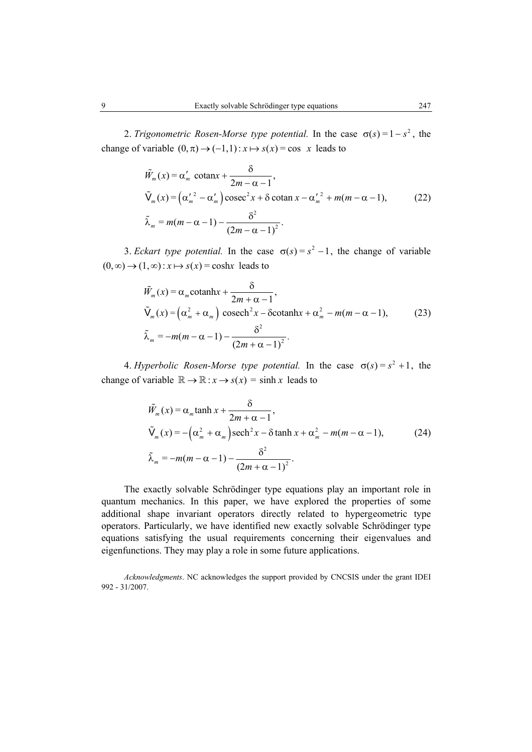2. *Trigonometric Rosen-Morse type potential.* In the case $\sigma(s) = 1 - s^2$, the change of variable $(0, \pi) \to (-1, 1) : x \mapsto s(x) = \cos\ x$ leads to

$$
\begin{aligned}
&\tilde{W}_m(x) = \alpha'_m \ \mathrm{cotan} x + \frac{\delta}{2m - \alpha - 1}, \\
&\tilde{\mathsf{V}}_m(x) = \left(\alpha'^{\,2}_m - \alpha'_m\right) \mathrm{cosec}^2 x + \delta \ \mathrm{cotan}\, x - \alpha'^{\,2}_m + m(m - \alpha - 1), \\
&\tilde{\lambda}_m = m(m - \alpha - 1) - \frac{\delta^2}{(2m - \alpha - 1)^2}.
\end{aligned}
\tag{22}
$$

3. *Eckart type potential.* In the case $\sigma(s) = s^2 - 1$, the change of variable $(0, \infty) \to (1, \infty) : x \mapsto s(x) = \cosh x$ leads to

$$
\begin{aligned}
&\tilde{W}_m(x) = \alpha_m \mathrm{cotanh} x + \frac{\delta}{2m + \alpha - 1}, \\
&\tilde{\mathsf{V}}_m(x) = \left(\alpha_m^2 + \alpha_m\right) \ \mathrm{cosech}^2 x - \delta \mathrm{cotanh} x + \alpha_m^2 - m(m - \alpha - 1), \\
&\tilde{\lambda}_m = -m(m - \alpha - 1) - \frac{\delta^2}{(2m + \alpha - 1)^2}.
\end{aligned}
\tag{23}
$$

4. *Hyperbolic Rosen-Morse type potential.* In the case $\sigma(s) = s^2 + 1$, the change of variable $\mathbb{R} \to \mathbb{R} : x \to s(x) = \sinh x$ leads to

$$
\begin{aligned}
&\tilde{W}_m(x) = \alpha_m \tanh x + \frac{\delta}{2m + \alpha - 1}, \\
&\tilde{\mathsf{V}}_m(x) = -\left(\alpha_m^2 + \alpha_m\right) \mathrm{sech}^2 x - \delta \tanh x + \alpha_m^2 - m(m - \alpha - 1), \\
&\tilde{\lambda}_m = -m(m - \alpha - 1) - \frac{\delta^2}{(2m + \alpha - 1)^2}.
\end{aligned}
\tag{24}
$$

The exactly solvable Schrödinger type equations play an important role in quantum mechanics. In this paper, we have explored the properties of some additional shape invariant operators directly related to hypergeometric type operators. Particularly, we have identified new exactly solvable Schrödinger type equations satisfying the usual requirements concerning their eigenvalues and eigenfunctions. They may play a role in some future applications.

*Acknowledgments*. NC acknowledges the support provided by CNCSIS under the grant IDEI 992 - 31/2007.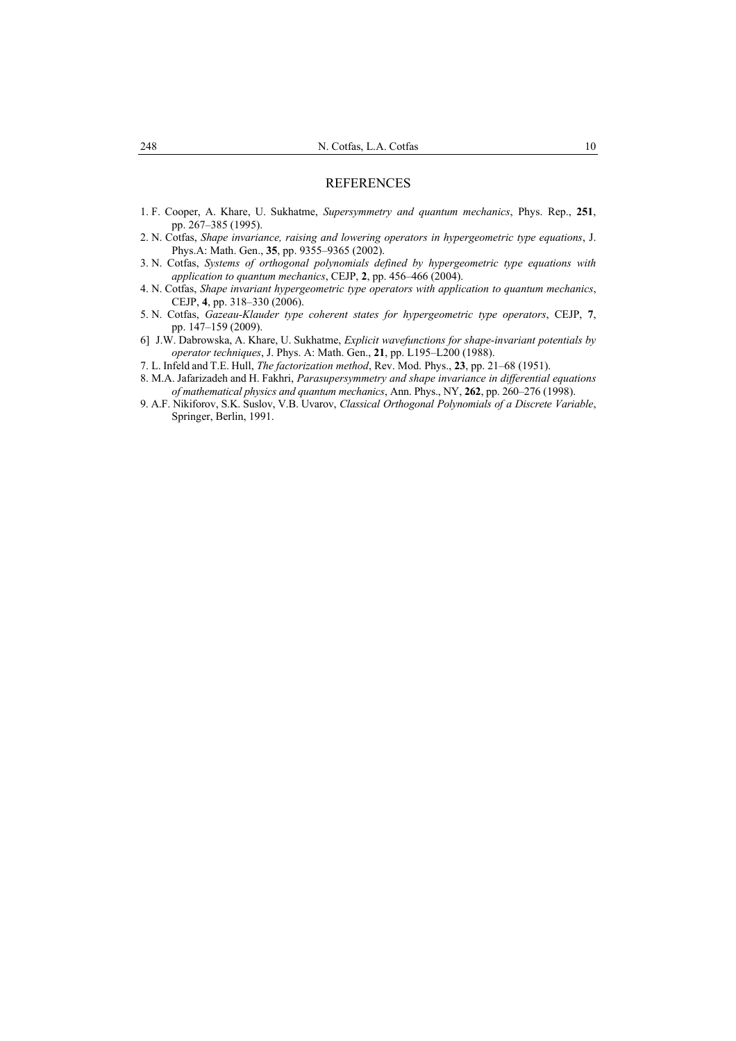## REFERENCES

1. F. Cooper, A. Khare, U. Sukhatme, *Supersymmetry and quantum mechanics*, Phys. Rep., **251**, pp. 267–385 (1995).
2. N. Cotfas, *Shape invariance, raising and lowering operators in hypergeometric type equations*, J. Phys.A: Math. Gen., **35**, pp. 9355–9365 (2002).
3. N. Cotfas, *Systems of orthogonal polynomials defined by hypergeometric type equations with application to quantum mechanics*, CEJP, **2**, pp. 456–466 (2004).
4. N. Cotfas, *Shape invariant hypergeometric type operators with application to quantum mechanics*, CEJP, **4**, pp. 318–330 (2006).
5. N. Cotfas, *Gazeau-Klauder type coherent states for hypergeometric type operators*, CEJP, **7**, pp. 147–159 (2009).

6] J.W. Dabrowska, A. Khare, U. Sukhatme, *Explicit wavefunctions for shape-invariant potentials by operator techniques*, J. Phys. A: Math. Gen., **21**, pp. L195–L200 (1988).

7. L. Infeld and T.E. Hull, *The factorization method*, Rev. Mod. Phys., **23**, pp. 21–68 (1951).
8. M.A. Jafarizadeh and H. Fakhri, *Parasupersymmetry and shape invariance in differential equations of mathematical physics and quantum mechanics*, Ann. Phys., NY, **262**, pp. 260–276 (1998).
9. A.F. Nikiforov, S.K. Suslov, V.B. Uvarov, *Classical Orthogonal Polynomials of a Discrete Variable*, Springer, Berlin, 1991.